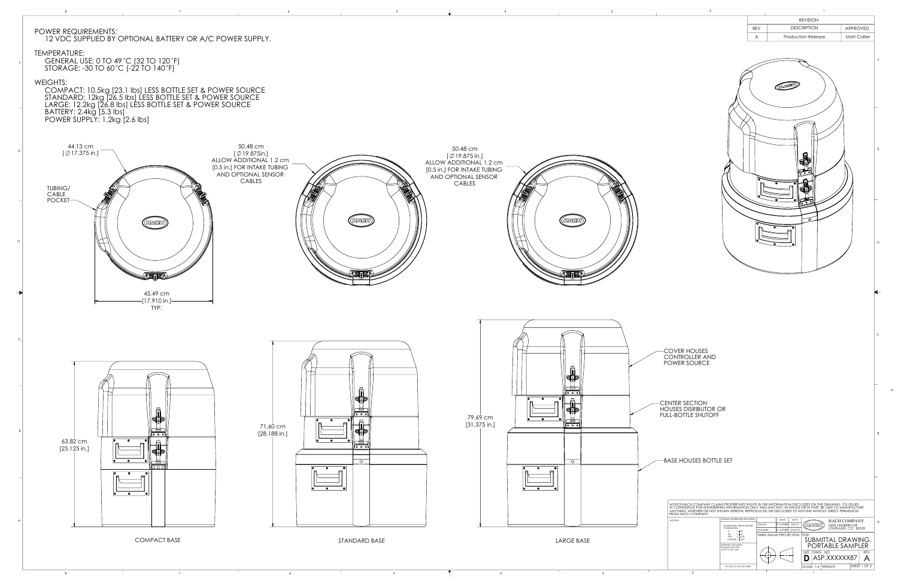| REVISION | | |
|---|---|---|
| REV | DESCRIPTION | APPROVED |
| A | Production Release | Matt Collier |

**POWER REQUIREMENTS:**
12 VDC SUPPLIED BY OPTIONAL BATTERY OR A/C POWER SUPPLY.

**TEMPERATURE:**
GENERAL USE: 0 TO 49°C (32 TO 120°F)
STORAGE: -30 TO 60°C (-22 TO 140°F)

**WEIGHTS:**
COMPACT: 10.5kg [23.1 lbs] LESS BOTTLE SET & POWER SOURCE
STANDARD: 12kg [26.5 lbs] LESS BOTTLE SET & POWER SOURCE
LARGE: 12.2kg [26.8 lbs] LESS BOTTLE SET & POWER SOURCE
BATTERY: 2.4kg [5.3 lbs]
POWER SUPPLY: 1.2kg [2.6 lbs]

44.13 cm [∅17.375 in.]

TUBING/ CABLE POCKET

45.49 cm [17.910 in.] TYP.

50.48 cm [∅19.875in.] ALLOW ADDITIONAL 1.2 cm [0.5 in.] FOR INTAKE TUBING AND OPTIONAL SENSOR CABLES

50.48 cm [∅19.875 in.] ALLOW ADDITIONAL 1.2 cm [0.5 in.] FOR INTAKE TUBING AND OPTIONAL SENSOR CABLES

63.82 cm [25.125 in.]

COMPACT BASE

71.60 cm [28.188 in.]

STANDARD BASE

79.69 cm [31.375 in.]

LARGE BASE

COVER HOUSES CONTROLLER AND POWER SOURCE

CENTER SECTION HOUSES DISRIBUTOR OR FULL-BOTTLE SHUTOFF

BASE HOUSES BOTTLE SET

NOTICE-HACH COMPANY CLAIMS PROPRIETARY RIGHTS IN THE INFORMATION DISCLOSED ON THIS DRAWING. IT IS ISSUED IN CONFIDENCE FOR ENGINEERING INFORMATION ONLY AND MAY NOT, IN WHOLE OR IN PART, BE USED TO MANUFACTURE ANYTHING, WHETHER OR NOT SHOWN HEREON, REPRODUCED OR DISCLOSED TO ANYONE WITHOUT DIRECT PERMISSION FROM HACH COMPANY.

HACH COMPANY
5600 LINDBERGH DR.
LOVELAND, CO. 80539

TITLE: SUBMITTAL DRAWING, PORTABLE SAMPLER

THIRD ANGLE PROJECTION

SIZE: D | DWG. NO.: ASP.XXXXXX87 | REV: A

SCALE: 1:4 | WEIGHT: | SHEET 1 OF 2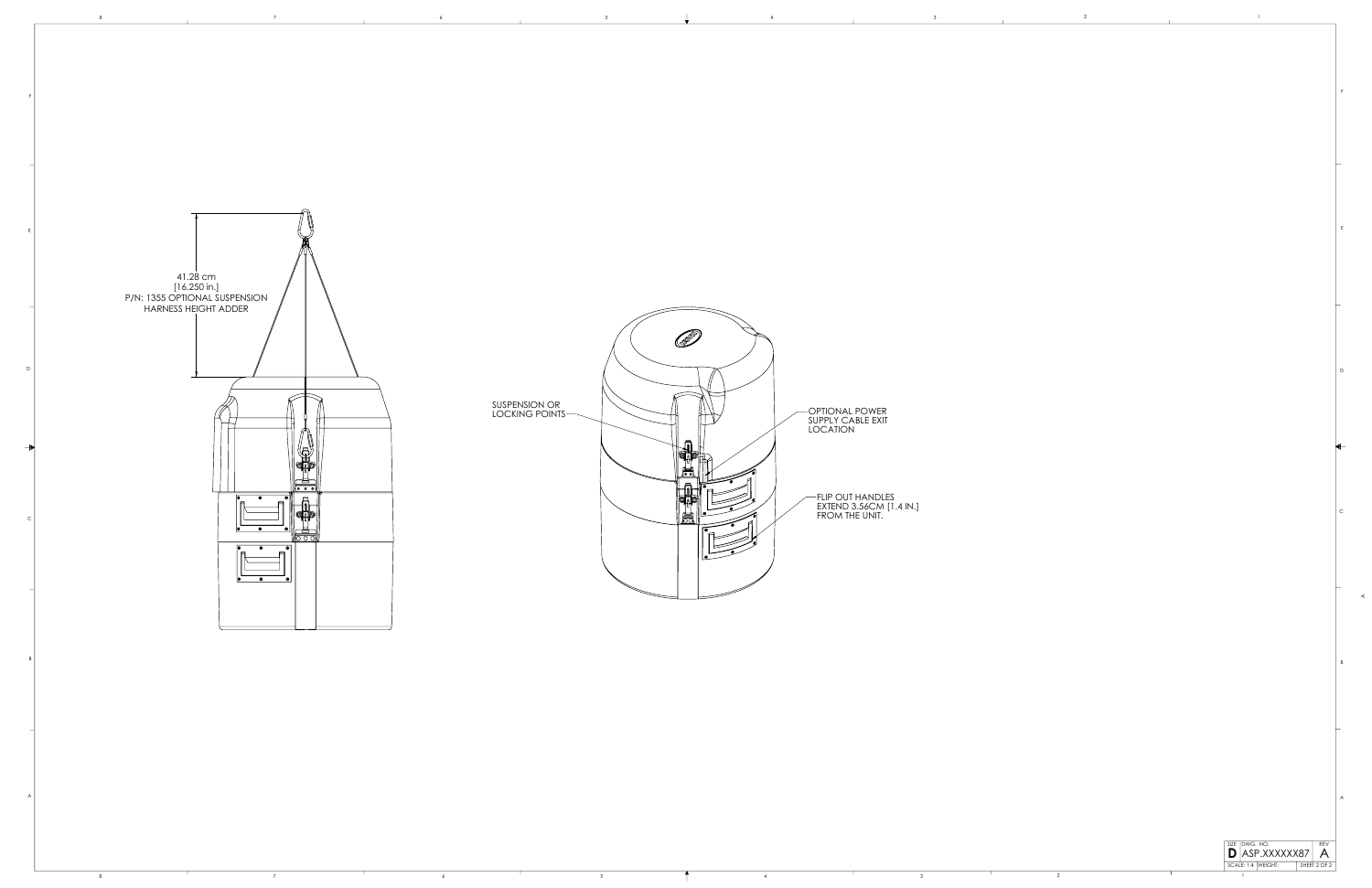41.28 cm
[16.250 in.]
P/N: 1355 OPTIONAL SUSPENSION
HARNESS HEIGHT ADDER

SUSPENSION OR
LOCKING POINTS

OPTIONAL POWER
SUPPLY CABLE EXIT
LOCATION

FLIP OUT HANDLES
EXTEND 3.56CM [1.4 IN.]
FROM THE UNIT.

| SIZE | DWG. NO. | REV |
| --- | --- | --- |
| D | ASP.XXXXXX87 | A |
| SCALE: 1:4 | WEIGHT: | SHEET 2 OF 2 |